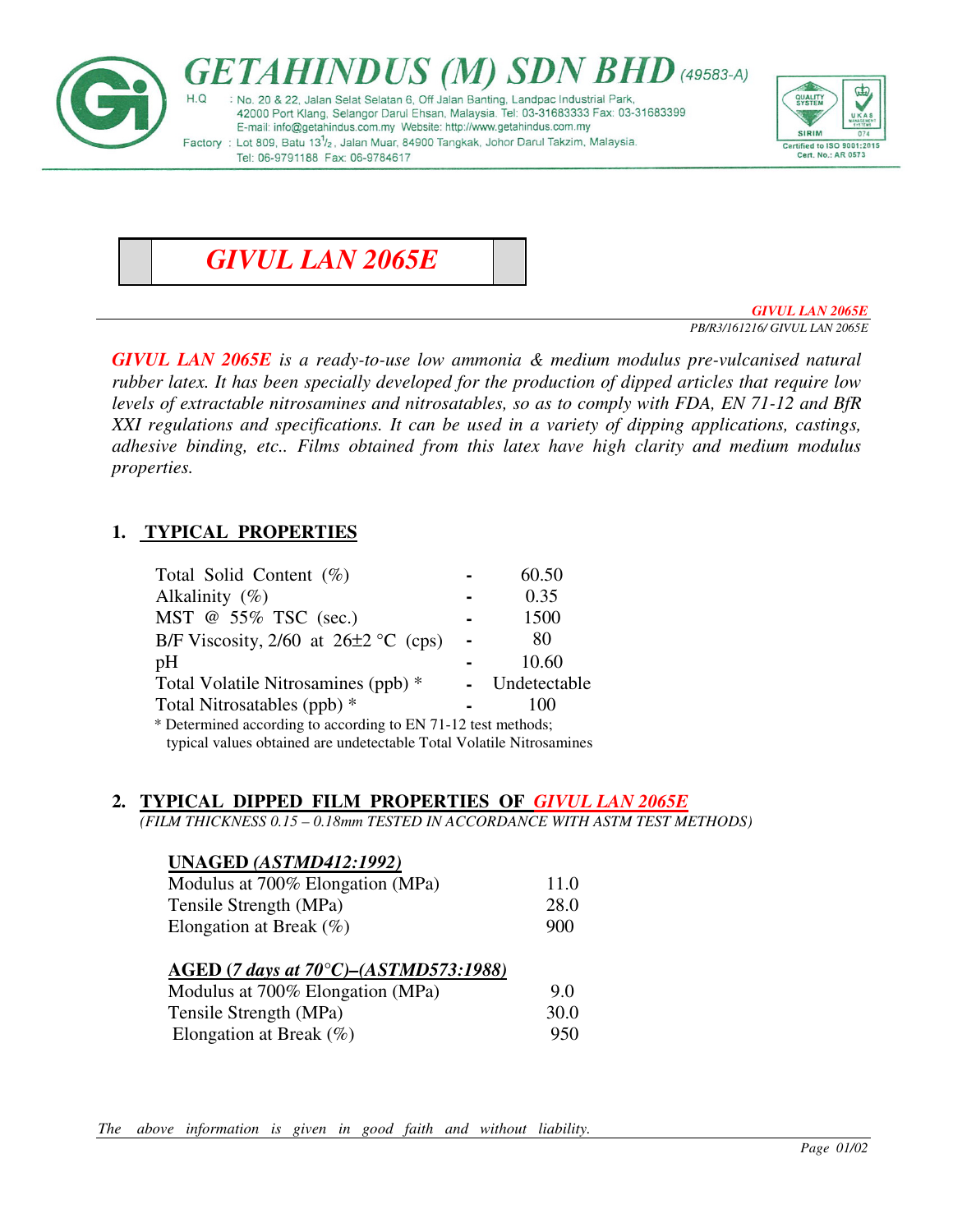# GETAHINDUS (M) SDN BHD (49583-A)

H.Q : No. 20 & 22, Jalan Selat Selatan 6, Off Jalan Banting, Landpac Industrial Park, 42000 Port Klang, Selangor Darul Ehsan, Malaysia. Tel: 03-31683333 Fax: 03-31683399
E-mail: info@getahindus.com.my Website: http://www.getahindus.com.my

Factory : Lot 809, Batu 13½, Jalan Muar, 84900 Tangkak, Johor Darul Takzim, Malaysia.
Tel: 06-9791188 Fax: 06-9784617

Certified to ISO 9001:2015
Cert. No.: AR 0573

# *GIVUL LAN 2065E*

*GIVUL LAN 2065E*
*PB/R3/161216/ GIVUL LAN 2065E*

***GIVUL LAN 2065E** is a ready-to-use low ammonia & medium modulus pre-vulcanised natural rubber latex. It has been specially developed for the production of dipped articles that require low levels of extractable nitrosamines and nitrosatables, so as to comply with FDA, EN 71-12 and BfR XXI regulations and specifications. It can be used in a variety of dipping applications, castings, adhesive binding, etc.. Films obtained from this latex have high clarity and medium modulus properties.*

## 1. TYPICAL PROPERTIES

| Property | | Value |
|---|---|---|
| Total Solid Content (%) | - | 60.50 |
| Alkalinity (%) | - | 0.35 |
| MST @ 55% TSC (sec.) | - | 1500 |
| B/F Viscosity, 2/60 at 26±2 °C (cps) | - | 80 |
| pH | - | 10.60 |
| Total Volatile Nitrosamines (ppb) * | - | Undetectable |
| Total Nitrosatables (ppb) * | - | 100 |

\* Determined according to according to EN 71-12 test methods;
typical values obtained are undetectable Total Volatile Nitrosamines

## 2. TYPICAL DIPPED FILM PROPERTIES OF *GIVUL LAN 2065E*

*(FILM THICKNESS 0.15 – 0.18mm TESTED IN ACCORDANCE WITH ASTM TEST METHODS)*

**UNAGED *(ASTMD412:1992)***

| Property | Value |
|---|---|
| Modulus at 700% Elongation (MPa) | 11.0 |
| Tensile Strength (MPa) | 28.0 |
| Elongation at Break (%) | 900 |

**AGED (*7 days at 70°C)–(ASTMD573:1988)***

| Property | Value |
|---|---|
| Modulus at 700% Elongation (MPa) | 9.0 |
| Tensile Strength (MPa) | 30.0 |
| Elongation at Break (%) | 950 |

*The above information is given in good faith and without liability.*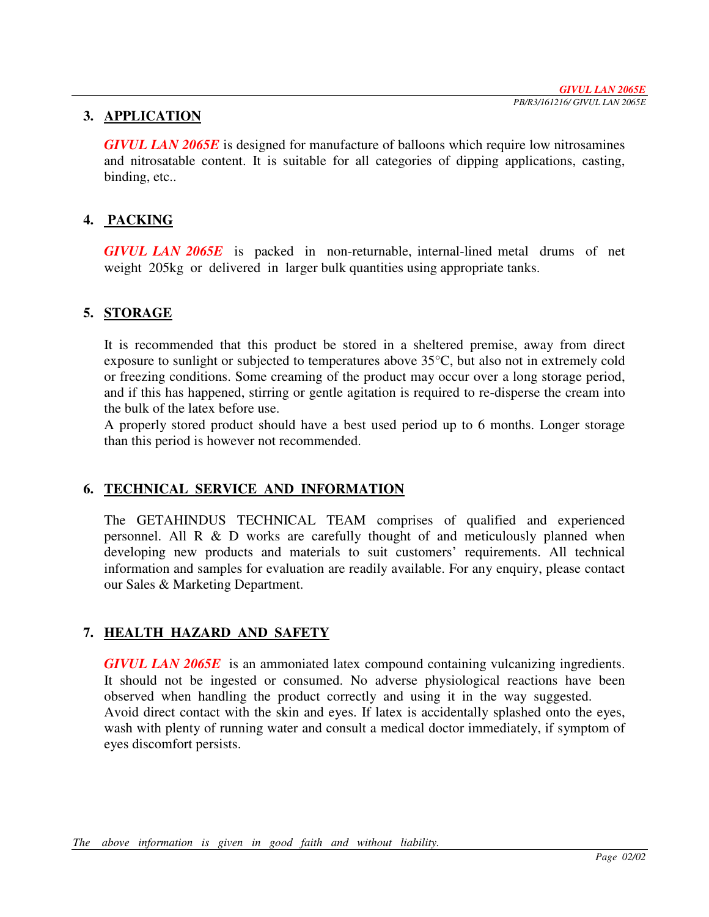## 3. APPLICATION

***GIVUL LAN 2065E*** is designed for manufacture of balloons which require low nitrosamines and nitrosatable content. It is suitable for all categories of dipping applications, casting, binding, etc..

## 4. PACKING

***GIVUL LAN 2065E*** is packed in non-returnable, internal-lined metal drums of net weight 205kg or delivered in larger bulk quantities using appropriate tanks.

## 5. STORAGE

It is recommended that this product be stored in a sheltered premise, away from direct exposure to sunlight or subjected to temperatures above 35°C, but also not in extremely cold or freezing conditions. Some creaming of the product may occur over a long storage period, and if this has happened, stirring or gentle agitation is required to re-disperse the cream into the bulk of the latex before use.
A properly stored product should have a best used period up to 6 months. Longer storage than this period is however not recommended.

## 6. TECHNICAL SERVICE AND INFORMATION

The GETAHINDUS TECHNICAL TEAM comprises of qualified and experienced personnel. All R & D works are carefully thought of and meticulously planned when developing new products and materials to suit customers' requirements. All technical information and samples for evaluation are readily available. For any enquiry, please contact our Sales & Marketing Department.

## 7. HEALTH HAZARD AND SAFETY

***GIVUL LAN 2065E*** is an ammoniated latex compound containing vulcanizing ingredients. It should not be ingested or consumed. No adverse physiological reactions have been observed when handling the product correctly and using it in the way suggested.
Avoid direct contact with the skin and eyes. If latex is accidentally splashed onto the eyes, wash with plenty of running water and consult a medical doctor immediately, if symptom of eyes discomfort persists.

*The above information is given in good faith and without liability.*